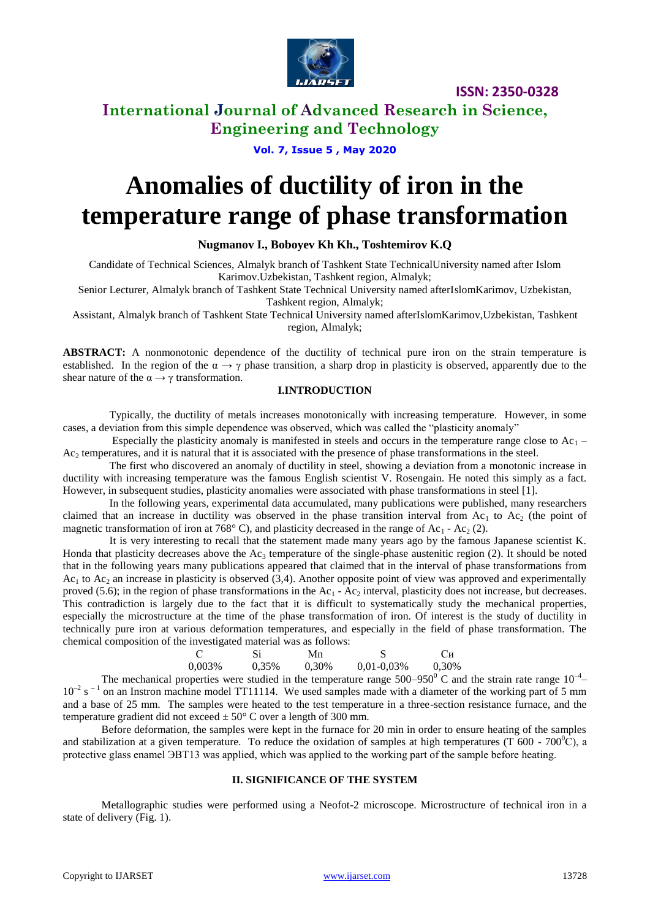# International Journal of Advanced Research in Science, Engineering and Technology

**ISSN: 2350-0328**

**Vol. 7, Issue 5 , May 2020**

# Anomalies of ductility of iron in the temperature range of phase transformation

**Nugmanov I., Boboyev Kh Kh., Toshtemirov K.Q**

Candidate of Technical Sciences, Almalyk branch of Tashkent State TechnicalUniversity named after Islom Karimov.Uzbekistan, Tashkent region, Almalyk;

Senior Lecturer, Almalyk branch of Tashkent State Technical University named afterIslomKarimov, Uzbekistan, Tashkent region, Almalyk;

Assistant, Almalyk branch of Tashkent State Technical University named afterIslomKarimov,Uzbekistan, Tashkent region, Almalyk;

**ABSTRACT:** A nonmonotonic dependence of the ductility of technical pure iron on the strain temperature is established. In the region of the $\alpha \rightarrow \gamma$ phase transition, a sharp drop in plasticity is observed, apparently due to the shear nature of the $\alpha \rightarrow \gamma$ transformation.

## I.INTRODUCTION

Typically, the ductility of metals increases monotonically with increasing temperature. However, in some cases, a deviation from this simple dependence was observed, which was called the "plasticity anomaly"

Especially the plasticity anomaly is manifested in steels and occurs in the temperature range close to $Ac_1$ – $Ac_2$ temperatures, and it is natural that it is associated with the presence of phase transformations in the steel.

The first who discovered an anomaly of ductility in steel, showing a deviation from a monotonic increase in ductility with increasing temperature was the famous English scientist V. Rosengain. He noted this simply as a fact. However, in subsequent studies, plasticity anomalies were associated with phase transformations in steel [1].

In the following years, experimental data accumulated, many publications were published, many researchers claimed that an increase in ductility was observed in the phase transition interval from $Ac_1$ to $Ac_2$ (the point of magnetic transformation of iron at 768° C), and plasticity decreased in the range of $Ac_1$ - $Ac_2$ (2).

It is very interesting to recall that the statement made many years ago by the famous Japanese scientist K. Honda that plasticity decreases above the $Ac_3$ temperature of the single-phase austenitic region (2). It should be noted that in the following years many publications appeared that claimed that in the interval of phase transformations from $Ac_1$ to $Ac_2$ an increase in plasticity is observed (3,4). Another opposite point of view was approved and experimentally proved (5.6); in the region of phase transformations in the $Ac_1$ - $Ac_2$ interval, plasticity does not increase, but decreases. This contradiction is largely due to the fact that it is difficult to systematically study the mechanical properties, especially the microstructure at the time of the phase transformation of iron. Of interest is the study of ductility in technically pure iron at various deformation temperatures, and especially in the field of phase transformation. The chemical composition of the investigated material was as follows:

| C | Si | Mn | S | Cи |
|---|---|---|---|---|
| 0,003% | 0,35% | 0,30% | 0,01-0,03% | 0,30% |

The mechanical properties were studied in the temperature range 500–950$^0$ C and the strain rate range $10^{-4}$–$10^{-2}$ s$^{-1}$ on an Instron machine model TT11114. We used samples made with a diameter of the working part of 5 mm and a base of 25 mm. The samples were heated to the test temperature in a three-section resistance furnace, and the temperature gradient did not exceed ± 50° C over a length of 300 mm.

Before deformation, the samples were kept in the furnace for 20 min in order to ensure heating of the samples and stabilization at a given temperature. To reduce the oxidation of samples at high temperatures (T 600 - 700$^0$C), a protective glass enamel ЭВТ13 was applied, which was applied to the working part of the sample before heating.

## II. SIGNIFICANCE OF THE SYSTEM

Metallographic studies were performed using a Neofot-2 microscope. Microstructure of technical iron in a state of delivery (Fig. 1).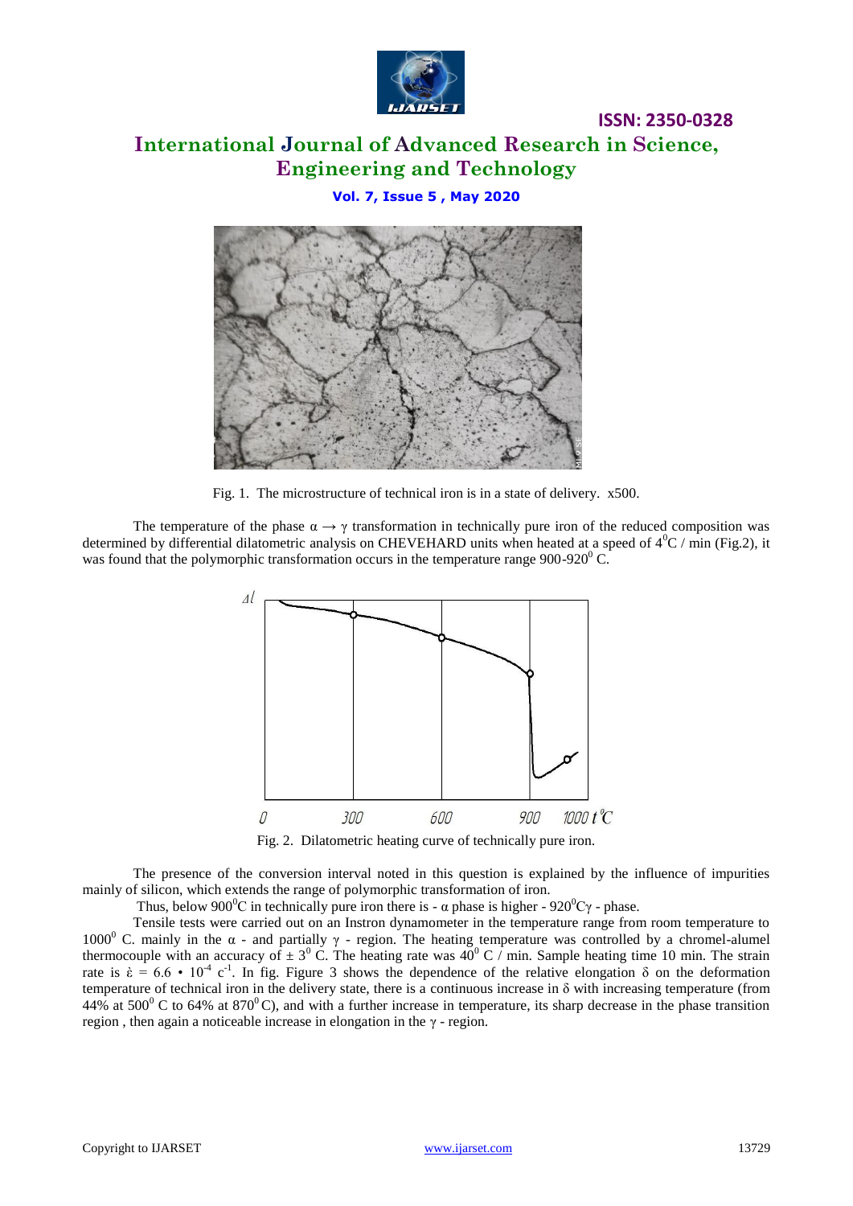Fig. 1. The microstructure of technical iron is in a state of delivery. x500.

The temperature of the phase $\alpha \rightarrow \gamma$ transformation in technically pure iron of the reduced composition was determined by differential dilatometric analysis on CHEVEHARD units when heated at a speed of $4^0$C / min (Fig.2), it was found that the polymorphic transformation occurs in the temperature range 900-920$^0$ C.

Fig. 2. Dilatometric heating curve of technically pure iron.

The presence of the conversion interval noted in this question is explained by the influence of impurities mainly of silicon, which extends the range of polymorphic transformation of iron.

Thus, below 900$^0$C in technically pure iron there is - $\alpha$ phase is higher - 920$^0$C$\gamma$ - phase.

Tensile tests were carried out on an Instron dynamometer in the temperature range from room temperature to 1000$^0$ C. mainly in the $\alpha$ - and partially $\gamma$ - region. The heating temperature was controlled by a chromel-alumel thermocouple with an accuracy of $\pm$ 3$^0$ C. The heating rate was 40$^0$ C / min. Sample heating time 10 min. The strain rate is $\dot{\varepsilon}$ = 6.6 • 10$^{-4}$ c$^{-1}$. In fig. Figure 3 shows the dependence of the relative elongation $\delta$ on the deformation temperature of technical iron in the delivery state, there is a continuous increase in $\delta$ with increasing temperature (from 44% at 500$^0$ C to 64% at 870$^0$C), and with a further increase in temperature, its sharp decrease in the phase transition region , then again a noticeable increase in elongation in the $\gamma$ - region.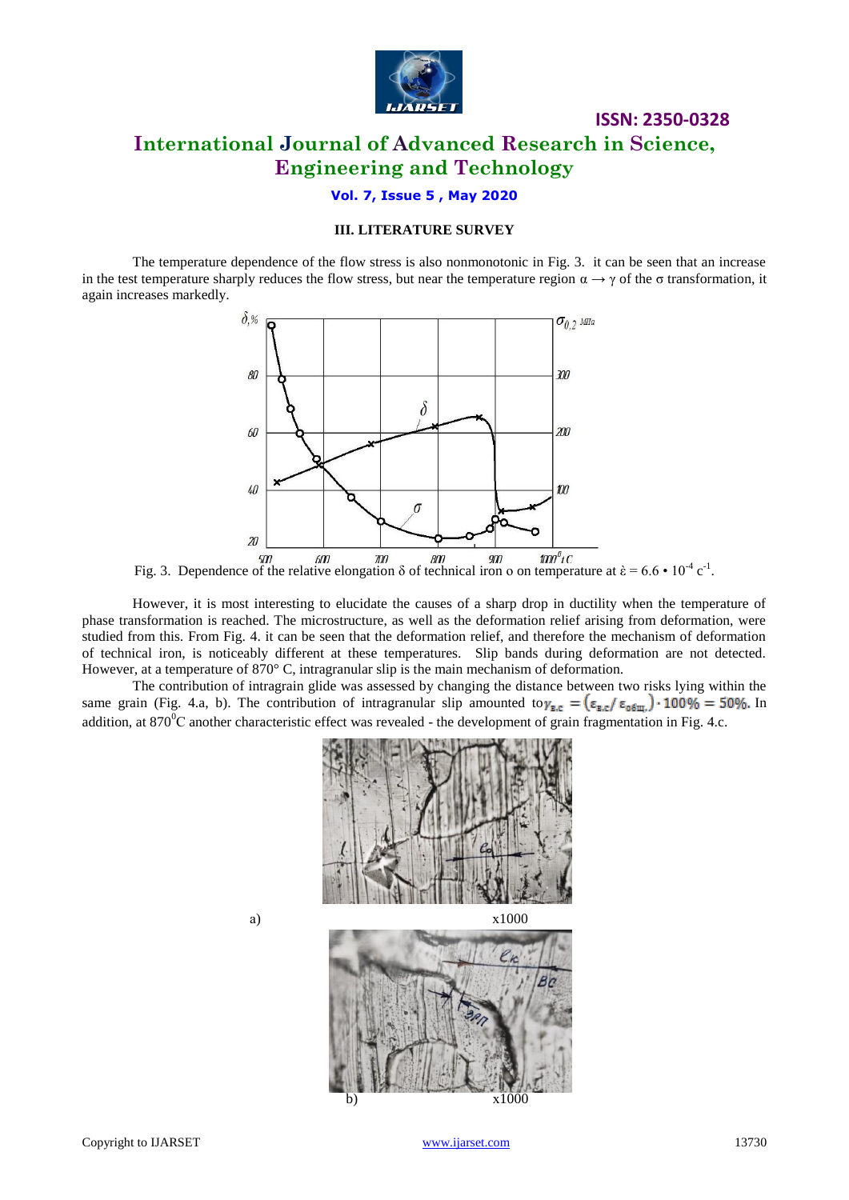### III. LITERATURE SURVEY

The temperature dependence of the flow stress is also nonmonotonic in Fig. 3. it can be seen that an increase in the test temperature sharply reduces the flow stress, but near the temperature region $\alpha \rightarrow \gamma$ of the $\sigma$ transformation, it again increases markedly.

Fig. 3. Dependence of the relative elongation $\delta$ of technical iron o on temperature at $\dot{\varepsilon} = 6.6 \cdot 10^{-4}$ $c^{-1}$.

However, it is most interesting to elucidate the causes of a sharp drop in ductility when the temperature of phase transformation is reached. The microstructure, as well as the deformation relief arising from deformation, were studied from this. From Fig. 4. it can be seen that the deformation relief, and therefore the mechanism of deformation of technical iron, is noticeably different at these temperatures. Slip bands during deformation are not detected. However, at a temperature of 870° C, intragranular slip is the main mechanism of deformation.

The contribution of intragrain glide was assessed by changing the distance between two risks lying within the same grain (Fig. 4.a, b). The contribution of intragranular slip amounted to $\gamma_{в.с} = (\varepsilon_{в.с} / \varepsilon_{общ.}) \cdot 100\% = 50\%$. In addition, at 870$^0$C another characteristic effect was revealed - the development of grain fragmentation in Fig. 4.c.

a) x1000

b) x1000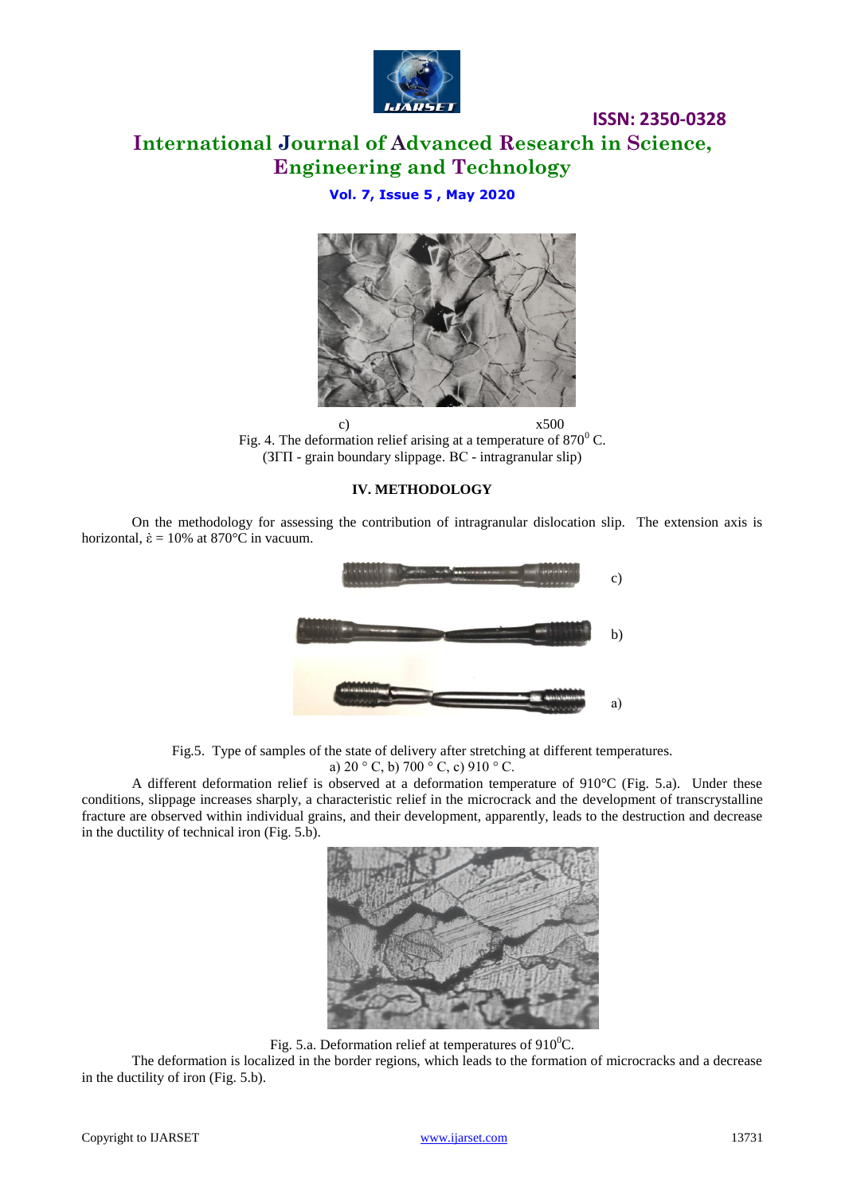c) x500

Fig. 4. The deformation relief arising at a temperature of $870^0$ C. (ЗГП - grain boundary slippage. ВС - intragranular slip)

## IV. METHODOLOGY

On the methodology for assessing the contribution of intragranular dislocation slip. The extension axis is horizontal, $\dot{\varepsilon}$ = 10% at 870°C in vacuum.

c)

b)

a)

Fig.5. Type of samples of the state of delivery after stretching at different temperatures. a) 20 ° C, b) 700 ° C, c) 910 ° C.

A different deformation relief is observed at a deformation temperature of 910°C (Fig. 5.a). Under these conditions, slippage increases sharply, a characteristic relief in the microcrack and the development of transcrystalline fracture are observed within individual grains, and their development, apparently, leads to the destruction and decrease in the ductility of technical iron (Fig. 5.b).

Fig. 5.a. Deformation relief at temperatures of $910^0$C.

The deformation is localized in the border regions, which leads to the formation of microcracks and a decrease in the ductility of iron (Fig. 5.b).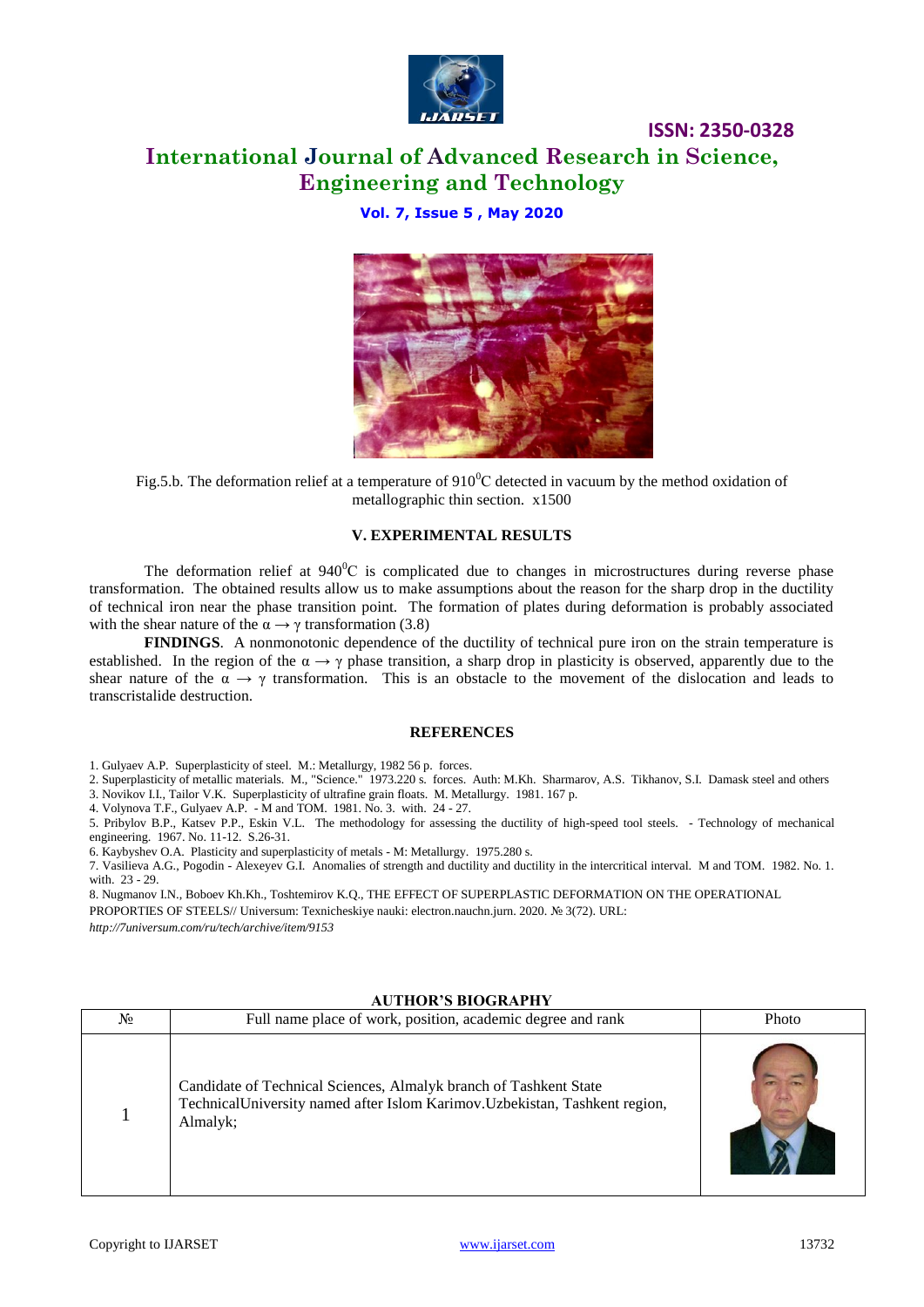Fig.5.b. The deformation relief at a temperature of $910^0C$ detected in vacuum by the method oxidation of metallographic thin section. x1500

## V. EXPERIMENTAL RESULTS

The deformation relief at $940^0C$ is complicated due to changes in microstructures during reverse phase transformation. The obtained results allow us to make assumptions about the reason for the sharp drop in the ductility of technical iron near the phase transition point. The formation of plates during deformation is probably associated with the shear nature of the $\alpha \rightarrow \gamma$ transformation (3.8)

**FINDINGS**. A nonmonotonic dependence of the ductility of technical pure iron on the strain temperature is established. In the region of the $\alpha \rightarrow \gamma$ phase transition, a sharp drop in plasticity is observed, apparently due to the shear nature of the $\alpha \rightarrow \gamma$ transformation. This is an obstacle to the movement of the dislocation and leads to transcristalide destruction.

## REFERENCES

1. Gulyaev A.P. Superplasticity of steel. M.: Metallurgy, 1982 56 p. forces.
2. Superplasticity of metallic materials. M., "Science." 1973.220 s. forces. Auth: M.Kh. Sharmarov, A.S. Tikhanov, S.I. Damask steel and others
3. Novikov I.I., Tailor V.K. Superplasticity of ultrafine grain floats. M. Metallurgy. 1981. 167 p.
4. Volynova T.F., Gulyaev A.P. - M and TOM. 1981. No. 3. with. 24 - 27.
5. Pribylov B.P., Katsev P.P., Eskin V.L. The methodology for assessing the ductility of high-speed tool steels. - Technology of mechanical engineering. 1967. No. 11-12. S.26-31.
6. Kaybyshev O.A. Plasticity and superplasticity of metals - M: Metallurgy. 1975.280 s.
7. Vasilieva A.G., Pogodin - Alexeyev G.I. Anomalies of strength and ductility and ductility in the intercritical interval. M and TOM. 1982. No. 1. with. 23 - 29.
8. Nugmanov I.N., Boboev Kh.Kh., Toshtemirov K.Q., THE EFFECT OF SUPERPLASTIC DEFORMATION ON THE OPERATIONAL PROPERTIES OF STEELS// Universum: Texnicheskiye nauki: electron.nauchn.jurn. 2020. № 3(72). URL: *http://7universum.com/ru/tech/archive/item/9153*

## AUTHOR'S BIOGRAPHY

| № | Full name place of work, position, academic degree and rank | Photo |
|---|---|---|
| 1 | Candidate of Technical Sciences, Almalyk branch of Tashkent State TechnicalUniversity named after Islom Karimov.Uzbekistan, Tashkent region, Almalyk; | |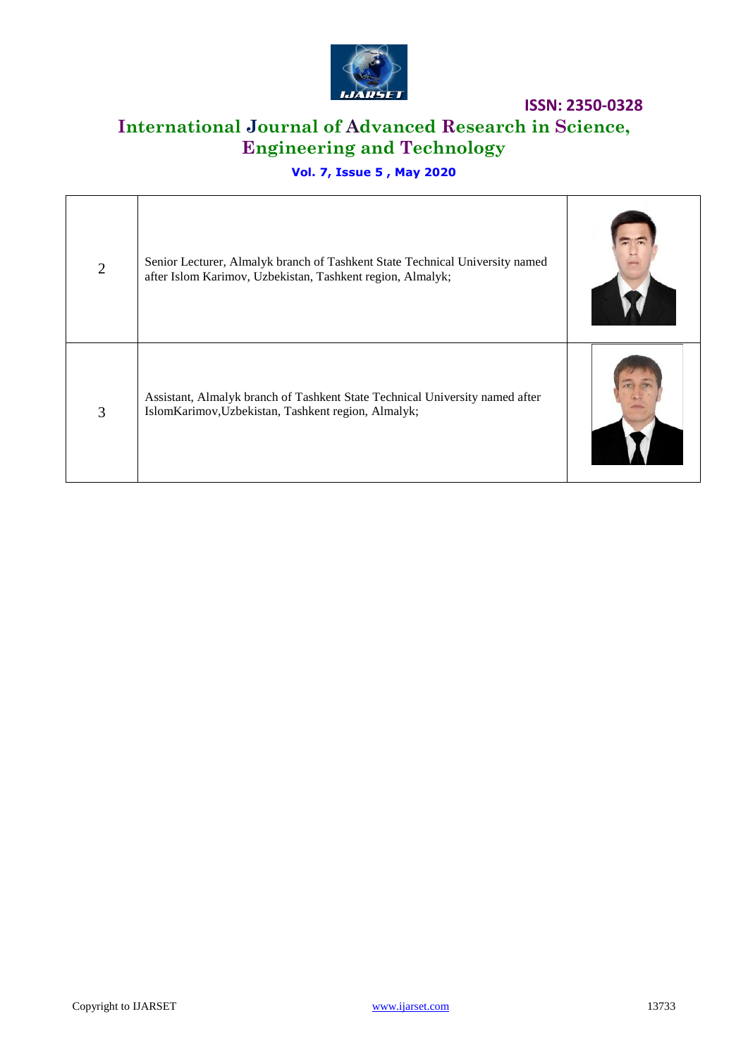| | | |
|---|---|---|
| 2 | Senior Lecturer, Almalyk branch of Tashkent State Technical University named after Islom Karimov, Uzbekistan, Tashkent region, Almalyk; | |
| 3 | Assistant, Almalyk branch of Tashkent State Technical University named after IslomKarimov,Uzbekistan, Tashkent region, Almalyk; | |